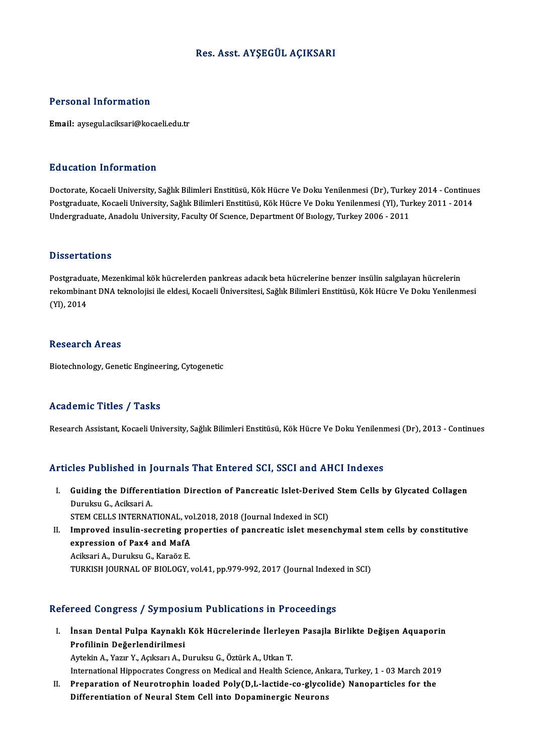# Res. Asst. AYŞEGÜL AÇIKSARI

## Personal Information

**Email:** aysegul.aciksari@kocaeli.edu.tr

## Education Information

Doctorate, Kocaeli University, Sağlık Bilimleri Enstitüsü, Kök Hücre Ve Doku Yenilenmesi (Dr), Turkey 2014 - Continues
Postgraduate, Kocaeli University, Sağlık Bilimleri Enstitüsü, Kök Hücre Ve Doku Yenilenmesi (Yl), Turkey 2011 - 2014
Undergraduate, Anadolu University, Faculty Of Scıence, Department Of Bıology, Turkey 2006 - 2011

## Dissertations

Postgraduate, Mezenkimal kök hücrelerden pankreas adacık beta hücrelerine benzer insülin salgılayan hücrelerin rekombinant DNA teknolojisi ile eldesi, Kocaeli Üniversitesi, Sağlık Bilimleri Enstitüsü, Kök Hücre Ve Doku Yenilenmesi (Yl), 2014

## Research Areas

Biotechnology, Genetic Engineering, Cytogenetic

## Academic Titles / Tasks

Research Assistant, Kocaeli University, Sağlık Bilimleri Enstitüsü, Kök Hücre Ve Doku Yenilenmesi (Dr), 2013 - Continues

## Articles Published in Journals That Entered SCI, SSCI and AHCI Indexes

I. **Guiding the Differentiation Direction of Pancreatic Islet-Derived Stem Cells by Glycated Collagen**
Duruksu G., Aciksari A.
STEM CELLS INTERNATIONAL, vol.2018, 2018 (Journal Indexed in SCI)

II. **Improved insulin-secreting properties of pancreatic islet mesenchymal stem cells by constitutive expression of Pax4 and MafA**
Aciksari A., Duruksu G., Karaöz E.
TURKISH JOURNAL OF BIOLOGY, vol.41, pp.979-992, 2017 (Journal Indexed in SCI)

## Refereed Congress / Symposium Publications in Proceedings

I. **İnsan Dental Pulpa Kaynaklı Kök Hücrelerinde İlerleyen Pasajla Birlikte Değişen Aquaporin Profilinin Değerlendirilmesi**
Aytekin A., Yazır Y., Açıksarı A., Duruksu G., Öztürk A., Utkan T.
International Hippocrates Congress on Medical and Health Science, Ankara, Turkey, 1 - 03 March 2019

II. **Preparation of Neurotrophin loaded Poly(D,L-lactide-co-glycolide) Nanoparticles for the Differentiation of Neural Stem Cell into Dopaminergic Neurons**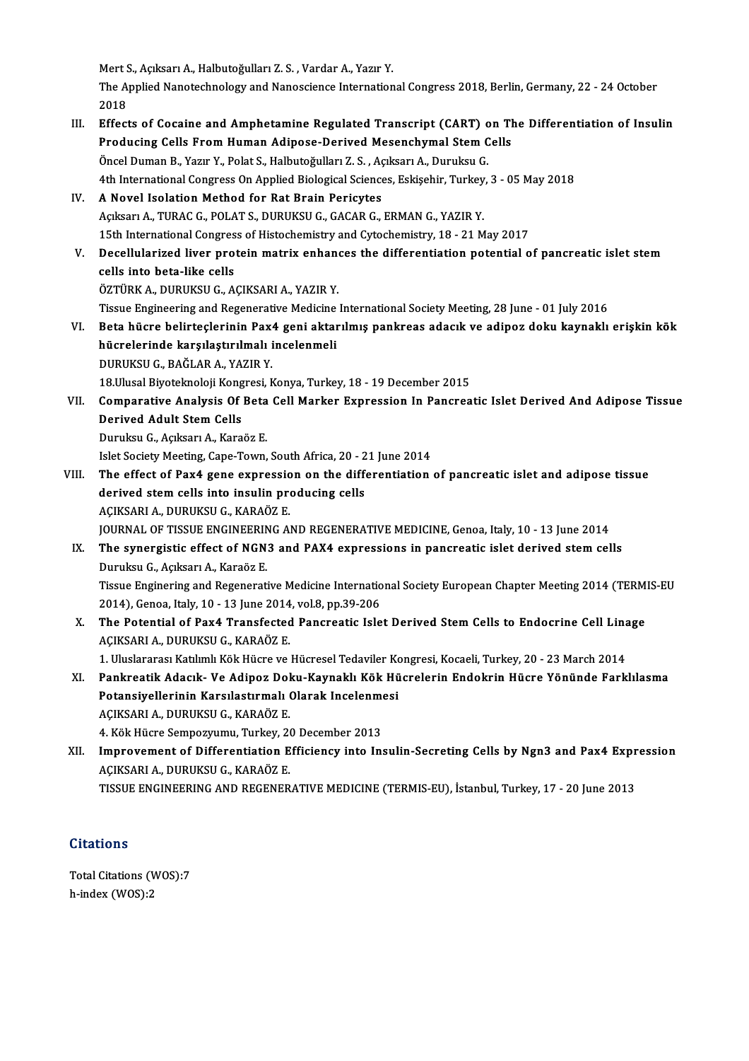Mert S., Açıksarı A., Halbutoğulları Z. S. , Vardar A., Yazır Y.
The Applied Nanotechnology and Nanoscience International Congress 2018, Berlin, Germany, 22 - 24 October 2018

III. **Effects of Cocaine and Amphetamine Regulated Transcript (CART) on The Differentiation of Insulin Producing Cells From Human Adipose-Derived Mesenchymal Stem Cells**
Öncel Duman B., Yazır Y., Polat S., Halbutoğulları Z. S. , Açıksarı A., Duruksu G.
4th International Congress On Applied Biological Sciences, Eskişehir, Turkey, 3 - 05 May 2018

IV. **A Novel Isolation Method for Rat Brain Pericytes**
Açıksarı A., TURAC G., POLAT S., DURUKSU G., GACAR G., ERMAN G., YAZIR Y.
15th International Congress of Histochemistry and Cytochemistry, 18 - 21 May 2017

V. **Decellularized liver protein matrix enhances the differentiation potential of pancreatic islet stem cells into beta-like cells**
ÖZTÜRK A., DURUKSU G., AÇIKSARI A., YAZIR Y.
Tissue Engineering and Regenerative Medicine International Society Meeting, 28 June - 01 July 2016

VI. **Beta hücre belirteçlerinin Pax4 geni aktarılmış pankreas adacık ve adipoz doku kaynaklı erişkin kök hücrelerinde karşılaştırılmalı incelenmeli**
DURUKSU G., BAĞLAR A., YAZIR Y.
18.Ulusal Biyoteknoloji Kongresi, Konya, Turkey, 18 - 19 December 2015

VII. **Comparative Analysis Of Beta Cell Marker Expression In Pancreatic Islet Derived And Adipose Tissue Derived Adult Stem Cells**
Duruksu G., Açıksarı A., Karaöz E.
Islet Society Meeting, Cape-Town, South Africa, 20 - 21 June 2014

VIII. **The effect of Pax4 gene expression on the differentiation of pancreatic islet and adipose tissue derived stem cells into insulin producing cells**
AÇIKSARI A., DURUKSU G., KARAÖZ E.
JOURNAL OF TISSUE ENGINEERING AND REGENERATIVE MEDICINE, Genoa, Italy, 10 - 13 June 2014

IX. **The synergistic effect of NGN3 and PAX4 expressions in pancreatic islet derived stem cells**
Duruksu G., Açıksarı A., Karaöz E.
Tissue Enginering and Regenerative Medicine International Society European Chapter Meeting 2014 (TERMIS-EU 2014), Genoa, Italy, 10 - 13 June 2014, vol.8, pp.39-206

X. **The Potential of Pax4 Transfected Pancreatic Islet Derived Stem Cells to Endocrine Cell Linage**
AÇIKSARI A., DURUKSU G., KARAÖZ E.
1. Uluslararası Katılımlı Kök Hücre ve Hücresel Tedaviler Kongresi, Kocaeli, Turkey, 20 - 23 March 2014

XI. **Pankreatik Adacık- Ve Adipoz Doku-Kaynaklı Kök Hücrelerin Endokrin Hücre Yönünde Farklılasma Potansiyellerinin Karsılastırmalı Olarak Incelenmesi**
AÇIKSARI A., DURUKSU G., KARAÖZ E.
4. Kök Hücre Sempozyumu, Turkey, 20 December 2013

XII. **Improvement of Differentiation Efficiency into Insulin-Secreting Cells by Ngn3 and Pax4 Expression**
AÇIKSARI A., DURUKSU G., KARAÖZ E.
TISSUE ENGINEERING AND REGENERATIVE MEDICINE (TERMIS-EU), İstanbul, Turkey, 17 - 20 June 2013

## Citations

Total Citations (WOS):7
h-index (WOS):2